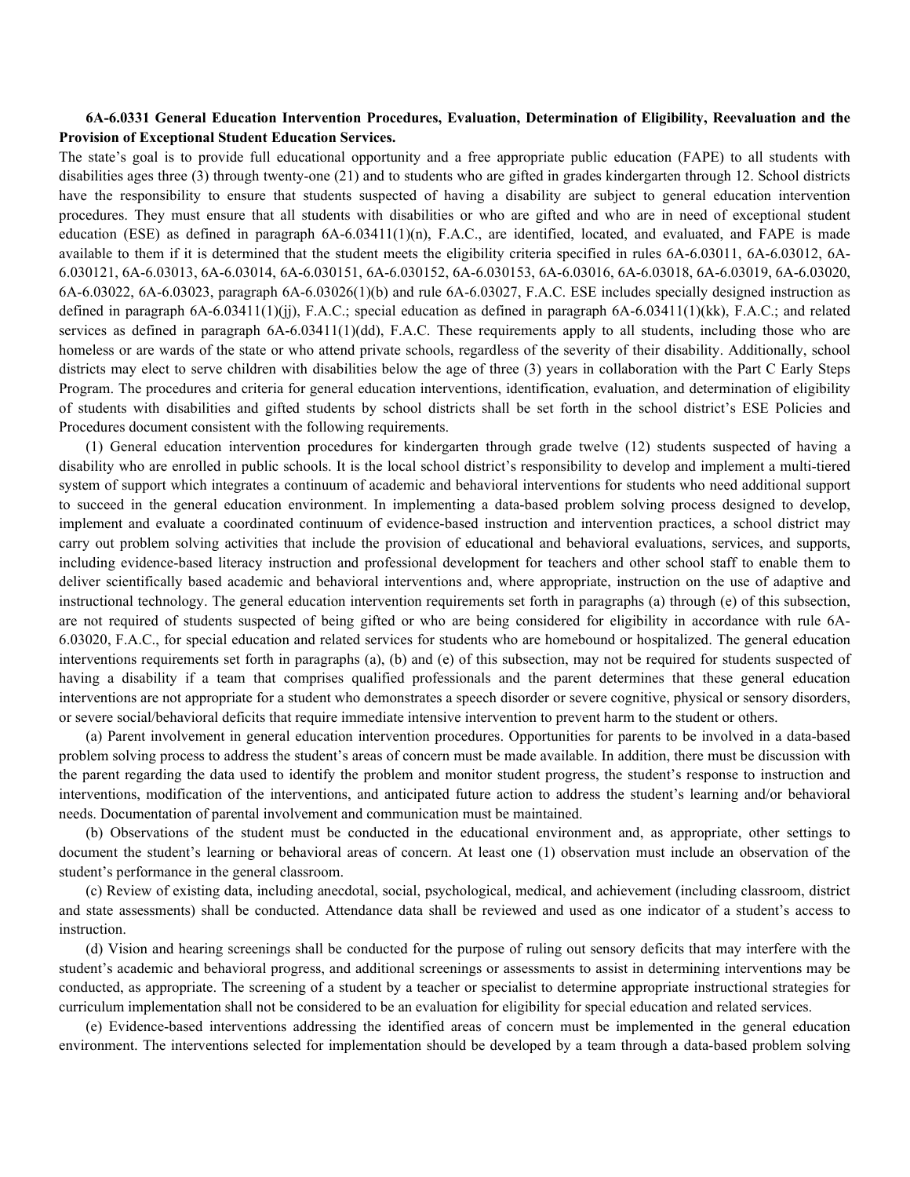**6A-6.0331 General Education Intervention Procedures, Evaluation, Determination of Eligibility, Reevaluation and the Provision of Exceptional Student Education Services.**

The state's goal is to provide full educational opportunity and a free appropriate public education (FAPE) to all students with disabilities ages three (3) through twenty-one (21) and to students who are gifted in grades kindergarten through 12. School districts have the responsibility to ensure that students suspected of having a disability are subject to general education intervention procedures. They must ensure that all students with disabilities or who are gifted and who are in need of exceptional student education (ESE) as defined in paragraph 6A-6.03411(1)(n), F.A.C., are identified, located, and evaluated, and FAPE is made available to them if it is determined that the student meets the eligibility criteria specified in rules 6A-6.03011, 6A-6.03012, 6A-6.030121, 6A-6.03013, 6A-6.03014, 6A-6.030151, 6A-6.030152, 6A-6.030153, 6A-6.03016, 6A-6.03018, 6A-6.03019, 6A-6.03020, 6A-6.03022, 6A-6.03023, paragraph 6A-6.03026(1)(b) and rule 6A-6.03027, F.A.C. ESE includes specially designed instruction as defined in paragraph 6A-6.03411(1)(jj), F.A.C.; special education as defined in paragraph 6A-6.03411(1)(kk), F.A.C.; and related services as defined in paragraph 6A-6.03411(1)(dd), F.A.C. These requirements apply to all students, including those who are homeless or are wards of the state or who attend private schools, regardless of the severity of their disability. Additionally, school districts may elect to serve children with disabilities below the age of three (3) years in collaboration with the Part C Early Steps Program. The procedures and criteria for general education interventions, identification, evaluation, and determination of eligibility of students with disabilities and gifted students by school districts shall be set forth in the school district's ESE Policies and Procedures document consistent with the following requirements.

(1) General education intervention procedures for kindergarten through grade twelve (12) students suspected of having a disability who are enrolled in public schools. It is the local school district's responsibility to develop and implement a multi-tiered system of support which integrates a continuum of academic and behavioral interventions for students who need additional support to succeed in the general education environment. In implementing a data-based problem solving process designed to develop, implement and evaluate a coordinated continuum of evidence-based instruction and intervention practices, a school district may carry out problem solving activities that include the provision of educational and behavioral evaluations, services, and supports, including evidence-based literacy instruction and professional development for teachers and other school staff to enable them to deliver scientifically based academic and behavioral interventions and, where appropriate, instruction on the use of adaptive and instructional technology. The general education intervention requirements set forth in paragraphs (a) through (e) of this subsection, are not required of students suspected of being gifted or who are being considered for eligibility in accordance with rule 6A-6.03020, F.A.C., for special education and related services for students who are homebound or hospitalized. The general education interventions requirements set forth in paragraphs (a), (b) and (e) of this subsection, may not be required for students suspected of having a disability if a team that comprises qualified professionals and the parent determines that these general education interventions are not appropriate for a student who demonstrates a speech disorder or severe cognitive, physical or sensory disorders, or severe social/behavioral deficits that require immediate intensive intervention to prevent harm to the student or others.

(a) Parent involvement in general education intervention procedures. Opportunities for parents to be involved in a data-based problem solving process to address the student's areas of concern must be made available. In addition, there must be discussion with the parent regarding the data used to identify the problem and monitor student progress, the student's response to instruction and interventions, modification of the interventions, and anticipated future action to address the student's learning and/or behavioral needs. Documentation of parental involvement and communication must be maintained.

(b) Observations of the student must be conducted in the educational environment and, as appropriate, other settings to document the student's learning or behavioral areas of concern. At least one (1) observation must include an observation of the student's performance in the general classroom.

(c) Review of existing data, including anecdotal, social, psychological, medical, and achievement (including classroom, district and state assessments) shall be conducted. Attendance data shall be reviewed and used as one indicator of a student's access to instruction.

(d) Vision and hearing screenings shall be conducted for the purpose of ruling out sensory deficits that may interfere with the student's academic and behavioral progress, and additional screenings or assessments to assist in determining interventions may be conducted, as appropriate. The screening of a student by a teacher or specialist to determine appropriate instructional strategies for curriculum implementation shall not be considered to be an evaluation for eligibility for special education and related services.

(e) Evidence-based interventions addressing the identified areas of concern must be implemented in the general education environment. The interventions selected for implementation should be developed by a team through a data-based problem solving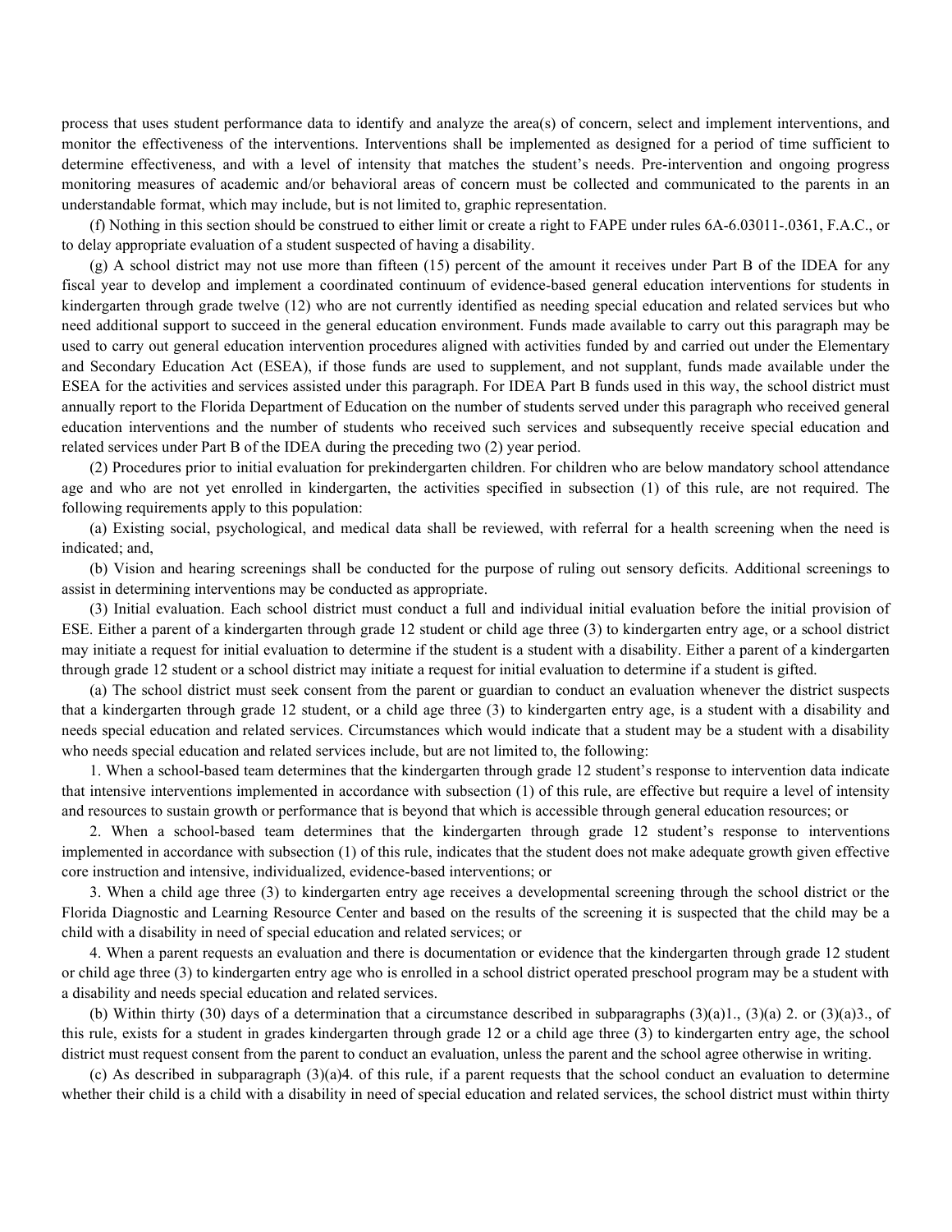process that uses student performance data to identify and analyze the area(s) of concern, select and implement interventions, and monitor the effectiveness of the interventions. Interventions shall be implemented as designed for a period of time sufficient to determine effectiveness, and with a level of intensity that matches the student's needs. Pre-intervention and ongoing progress monitoring measures of academic and/or behavioral areas of concern must be collected and communicated to the parents in an understandable format, which may include, but is not limited to, graphic representation.

(f) Nothing in this section should be construed to either limit or create a right to FAPE under rules 6A-6.03011-.0361, F.A.C., or to delay appropriate evaluation of a student suspected of having a disability.

(g) A school district may not use more than fifteen (15) percent of the amount it receives under Part B of the IDEA for any fiscal year to develop and implement a coordinated continuum of evidence-based general education interventions for students in kindergarten through grade twelve (12) who are not currently identified as needing special education and related services but who need additional support to succeed in the general education environment. Funds made available to carry out this paragraph may be used to carry out general education intervention procedures aligned with activities funded by and carried out under the Elementary and Secondary Education Act (ESEA), if those funds are used to supplement, and not supplant, funds made available under the ESEA for the activities and services assisted under this paragraph. For IDEA Part B funds used in this way, the school district must annually report to the Florida Department of Education on the number of students served under this paragraph who received general education interventions and the number of students who received such services and subsequently receive special education and related services under Part B of the IDEA during the preceding two (2) year period.

(2) Procedures prior to initial evaluation for prekindergarten children. For children who are below mandatory school attendance age and who are not yet enrolled in kindergarten, the activities specified in subsection (1) of this rule, are not required. The following requirements apply to this population:

(a) Existing social, psychological, and medical data shall be reviewed, with referral for a health screening when the need is indicated; and,

(b) Vision and hearing screenings shall be conducted for the purpose of ruling out sensory deficits. Additional screenings to assist in determining interventions may be conducted as appropriate.

(3) Initial evaluation. Each school district must conduct a full and individual initial evaluation before the initial provision of ESE. Either a parent of a kindergarten through grade 12 student or child age three (3) to kindergarten entry age, or a school district may initiate a request for initial evaluation to determine if the student is a student with a disability. Either a parent of a kindergarten through grade 12 student or a school district may initiate a request for initial evaluation to determine if a student is gifted.

(a) The school district must seek consent from the parent or guardian to conduct an evaluation whenever the district suspects that a kindergarten through grade 12 student, or a child age three (3) to kindergarten entry age, is a student with a disability and needs special education and related services. Circumstances which would indicate that a student may be a student with a disability who needs special education and related services include, but are not limited to, the following:

1. When a school-based team determines that the kindergarten through grade 12 student's response to intervention data indicate that intensive interventions implemented in accordance with subsection (1) of this rule, are effective but require a level of intensity and resources to sustain growth or performance that is beyond that which is accessible through general education resources; or

2. When a school-based team determines that the kindergarten through grade 12 student's response to interventions implemented in accordance with subsection (1) of this rule, indicates that the student does not make adequate growth given effective core instruction and intensive, individualized, evidence-based interventions; or

3. When a child age three (3) to kindergarten entry age receives a developmental screening through the school district or the Florida Diagnostic and Learning Resource Center and based on the results of the screening it is suspected that the child may be a child with a disability in need of special education and related services; or

4. When a parent requests an evaluation and there is documentation or evidence that the kindergarten through grade 12 student or child age three (3) to kindergarten entry age who is enrolled in a school district operated preschool program may be a student with a disability and needs special education and related services.

(b) Within thirty (30) days of a determination that a circumstance described in subparagraphs (3)(a)1., (3)(a) 2. or (3)(a)3., of this rule, exists for a student in grades kindergarten through grade 12 or a child age three (3) to kindergarten entry age, the school district must request consent from the parent to conduct an evaluation, unless the parent and the school agree otherwise in writing.

(c) As described in subparagraph (3)(a)4. of this rule, if a parent requests that the school conduct an evaluation to determine whether their child is a child with a disability in need of special education and related services, the school district must within thirty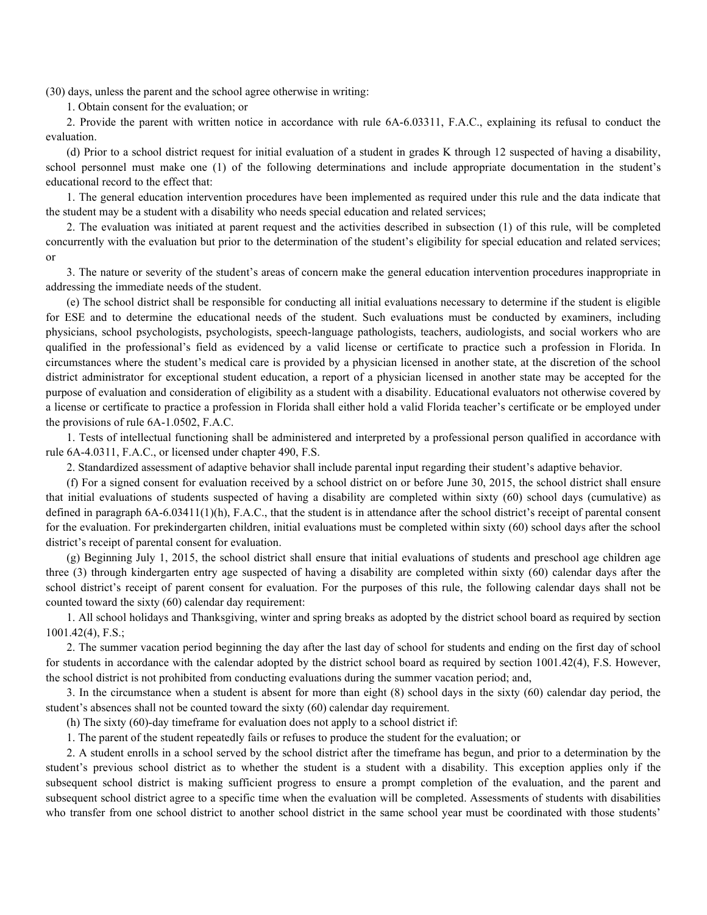(30) days, unless the parent and the school agree otherwise in writing:

1. Obtain consent for the evaluation; or

2. Provide the parent with written notice in accordance with rule 6A-6.03311, F.A.C., explaining its refusal to conduct the evaluation.

(d) Prior to a school district request for initial evaluation of a student in grades K through 12 suspected of having a disability, school personnel must make one (1) of the following determinations and include appropriate documentation in the student's educational record to the effect that:

1. The general education intervention procedures have been implemented as required under this rule and the data indicate that the student may be a student with a disability who needs special education and related services;

2. The evaluation was initiated at parent request and the activities described in subsection (1) of this rule, will be completed concurrently with the evaluation but prior to the determination of the student's eligibility for special education and related services; or

3. The nature or severity of the student's areas of concern make the general education intervention procedures inappropriate in addressing the immediate needs of the student.

(e) The school district shall be responsible for conducting all initial evaluations necessary to determine if the student is eligible for ESE and to determine the educational needs of the student. Such evaluations must be conducted by examiners, including physicians, school psychologists, psychologists, speech-language pathologists, teachers, audiologists, and social workers who are qualified in the professional's field as evidenced by a valid license or certificate to practice such a profession in Florida. In circumstances where the student's medical care is provided by a physician licensed in another state, at the discretion of the school district administrator for exceptional student education, a report of a physician licensed in another state may be accepted for the purpose of evaluation and consideration of eligibility as a student with a disability. Educational evaluators not otherwise covered by a license or certificate to practice a profession in Florida shall either hold a valid Florida teacher's certificate or be employed under the provisions of rule 6A-1.0502, F.A.C.

1. Tests of intellectual functioning shall be administered and interpreted by a professional person qualified in accordance with rule 6A-4.0311, F.A.C., or licensed under chapter 490, F.S.

2. Standardized assessment of adaptive behavior shall include parental input regarding their student's adaptive behavior.

(f) For a signed consent for evaluation received by a school district on or before June 30, 2015, the school district shall ensure that initial evaluations of students suspected of having a disability are completed within sixty (60) school days (cumulative) as defined in paragraph 6A-6.03411(1)(h), F.A.C., that the student is in attendance after the school district's receipt of parental consent for the evaluation. For prekindergarten children, initial evaluations must be completed within sixty (60) school days after the school district's receipt of parental consent for evaluation.

(g) Beginning July 1, 2015, the school district shall ensure that initial evaluations of students and preschool age children age three (3) through kindergarten entry age suspected of having a disability are completed within sixty (60) calendar days after the school district's receipt of parent consent for evaluation. For the purposes of this rule, the following calendar days shall not be counted toward the sixty (60) calendar day requirement:

1. All school holidays and Thanksgiving, winter and spring breaks as adopted by the district school board as required by section 1001.42(4), F.S.;

2. The summer vacation period beginning the day after the last day of school for students and ending on the first day of school for students in accordance with the calendar adopted by the district school board as required by section 1001.42(4), F.S. However, the school district is not prohibited from conducting evaluations during the summer vacation period; and,

3. In the circumstance when a student is absent for more than eight (8) school days in the sixty (60) calendar day period, the student's absences shall not be counted toward the sixty (60) calendar day requirement.

(h) The sixty (60)-day timeframe for evaluation does not apply to a school district if:

1. The parent of the student repeatedly fails or refuses to produce the student for the evaluation; or

2. A student enrolls in a school served by the school district after the timeframe has begun, and prior to a determination by the student's previous school district as to whether the student is a student with a disability. This exception applies only if the subsequent school district is making sufficient progress to ensure a prompt completion of the evaluation, and the parent and subsequent school district agree to a specific time when the evaluation will be completed. Assessments of students with disabilities who transfer from one school district to another school district in the same school year must be coordinated with those students'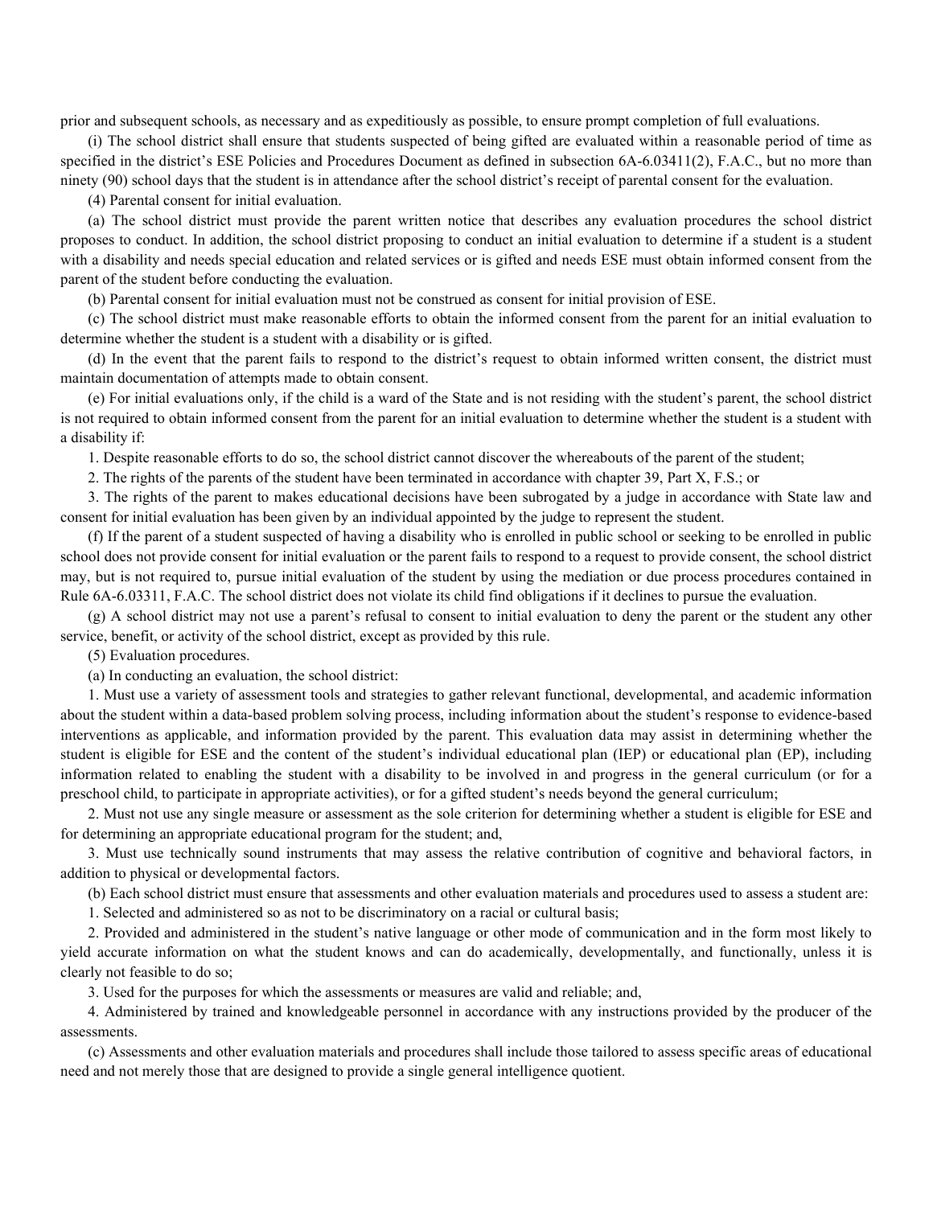prior and subsequent schools, as necessary and as expeditiously as possible, to ensure prompt completion of full evaluations.

(i) The school district shall ensure that students suspected of being gifted are evaluated within a reasonable period of time as specified in the district's ESE Policies and Procedures Document as defined in subsection 6A-6.03411(2), F.A.C., but no more than ninety (90) school days that the student is in attendance after the school district's receipt of parental consent for the evaluation.

(4) Parental consent for initial evaluation.

(a) The school district must provide the parent written notice that describes any evaluation procedures the school district proposes to conduct. In addition, the school district proposing to conduct an initial evaluation to determine if a student is a student with a disability and needs special education and related services or is gifted and needs ESE must obtain informed consent from the parent of the student before conducting the evaluation.

(b) Parental consent for initial evaluation must not be construed as consent for initial provision of ESE.

(c) The school district must make reasonable efforts to obtain the informed consent from the parent for an initial evaluation to determine whether the student is a student with a disability or is gifted.

(d) In the event that the parent fails to respond to the district's request to obtain informed written consent, the district must maintain documentation of attempts made to obtain consent.

(e) For initial evaluations only, if the child is a ward of the State and is not residing with the student's parent, the school district is not required to obtain informed consent from the parent for an initial evaluation to determine whether the student is a student with a disability if:

1. Despite reasonable efforts to do so, the school district cannot discover the whereabouts of the parent of the student;

2. The rights of the parents of the student have been terminated in accordance with chapter 39, Part X, F.S.; or

3. The rights of the parent to makes educational decisions have been subrogated by a judge in accordance with State law and consent for initial evaluation has been given by an individual appointed by the judge to represent the student.

(f) If the parent of a student suspected of having a disability who is enrolled in public school or seeking to be enrolled in public school does not provide consent for initial evaluation or the parent fails to respond to a request to provide consent, the school district may, but is not required to, pursue initial evaluation of the student by using the mediation or due process procedures contained in Rule 6A-6.03311, F.A.C. The school district does not violate its child find obligations if it declines to pursue the evaluation.

(g) A school district may not use a parent's refusal to consent to initial evaluation to deny the parent or the student any other service, benefit, or activity of the school district, except as provided by this rule.

(5) Evaluation procedures.

(a) In conducting an evaluation, the school district:

1. Must use a variety of assessment tools and strategies to gather relevant functional, developmental, and academic information about the student within a data-based problem solving process, including information about the student's response to evidence-based interventions as applicable, and information provided by the parent. This evaluation data may assist in determining whether the student is eligible for ESE and the content of the student's individual educational plan (IEP) or educational plan (EP), including information related to enabling the student with a disability to be involved in and progress in the general curriculum (or for a preschool child, to participate in appropriate activities), or for a gifted student's needs beyond the general curriculum;

2. Must not use any single measure or assessment as the sole criterion for determining whether a student is eligible for ESE and for determining an appropriate educational program for the student; and,

3. Must use technically sound instruments that may assess the relative contribution of cognitive and behavioral factors, in addition to physical or developmental factors.

(b) Each school district must ensure that assessments and other evaluation materials and procedures used to assess a student are:

1. Selected and administered so as not to be discriminatory on a racial or cultural basis;

2. Provided and administered in the student's native language or other mode of communication and in the form most likely to yield accurate information on what the student knows and can do academically, developmentally, and functionally, unless it is clearly not feasible to do so;

3. Used for the purposes for which the assessments or measures are valid and reliable; and,

4. Administered by trained and knowledgeable personnel in accordance with any instructions provided by the producer of the assessments.

(c) Assessments and other evaluation materials and procedures shall include those tailored to assess specific areas of educational need and not merely those that are designed to provide a single general intelligence quotient.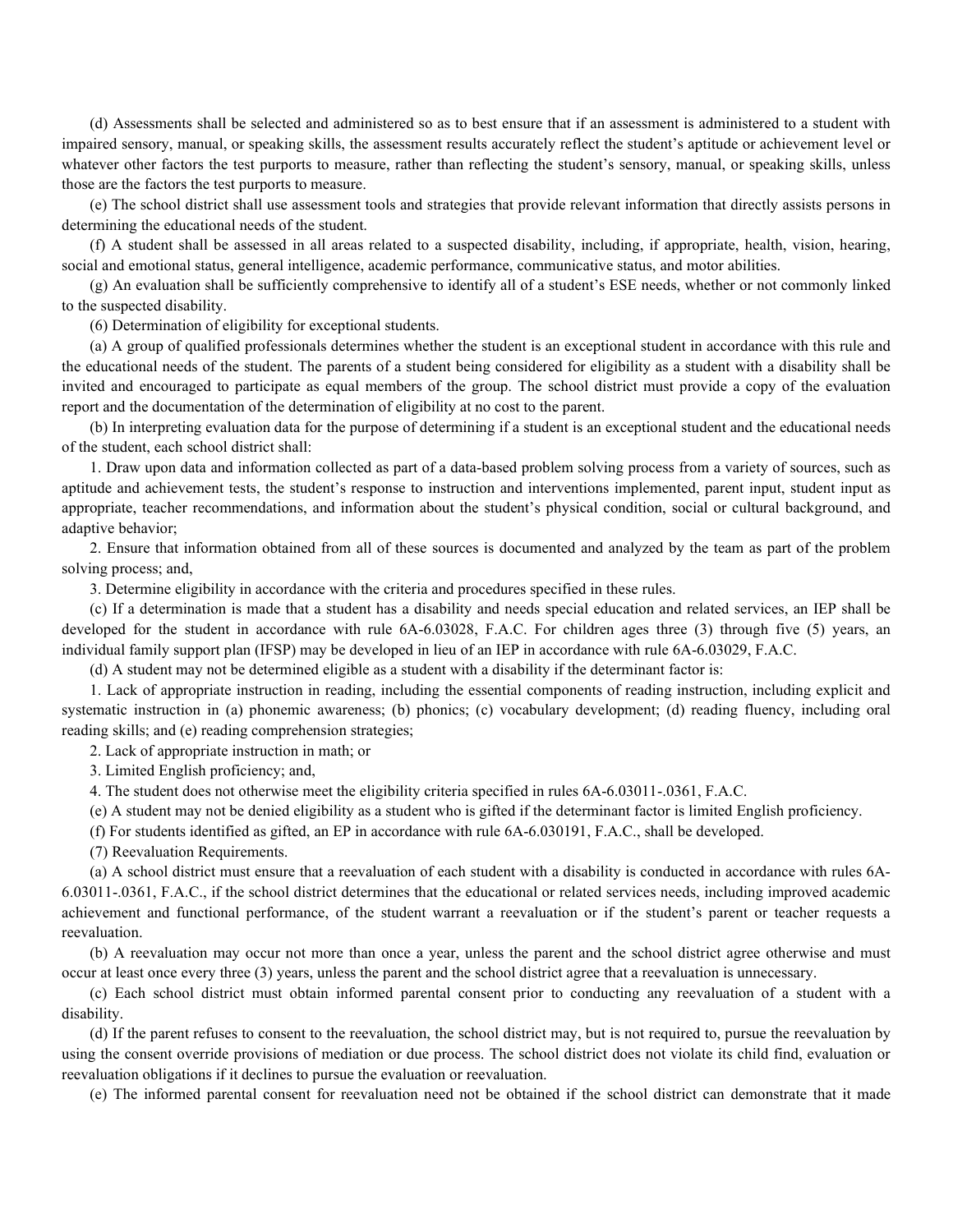(d) Assessments shall be selected and administered so as to best ensure that if an assessment is administered to a student with impaired sensory, manual, or speaking skills, the assessment results accurately reflect the student's aptitude or achievement level or whatever other factors the test purports to measure, rather than reflecting the student's sensory, manual, or speaking skills, unless those are the factors the test purports to measure.

(e) The school district shall use assessment tools and strategies that provide relevant information that directly assists persons in determining the educational needs of the student.

(f) A student shall be assessed in all areas related to a suspected disability, including, if appropriate, health, vision, hearing, social and emotional status, general intelligence, academic performance, communicative status, and motor abilities.

(g) An evaluation shall be sufficiently comprehensive to identify all of a student's ESE needs, whether or not commonly linked to the suspected disability.

(6) Determination of eligibility for exceptional students.

(a) A group of qualified professionals determines whether the student is an exceptional student in accordance with this rule and the educational needs of the student. The parents of a student being considered for eligibility as a student with a disability shall be invited and encouraged to participate as equal members of the group. The school district must provide a copy of the evaluation report and the documentation of the determination of eligibility at no cost to the parent.

(b) In interpreting evaluation data for the purpose of determining if a student is an exceptional student and the educational needs of the student, each school district shall:

1. Draw upon data and information collected as part of a data-based problem solving process from a variety of sources, such as aptitude and achievement tests, the student's response to instruction and interventions implemented, parent input, student input as appropriate, teacher recommendations, and information about the student's physical condition, social or cultural background, and adaptive behavior;

2. Ensure that information obtained from all of these sources is documented and analyzed by the team as part of the problem solving process; and,

3. Determine eligibility in accordance with the criteria and procedures specified in these rules.

(c) If a determination is made that a student has a disability and needs special education and related services, an IEP shall be developed for the student in accordance with rule 6A-6.03028, F.A.C. For children ages three (3) through five (5) years, an individual family support plan (IFSP) may be developed in lieu of an IEP in accordance with rule 6A-6.03029, F.A.C.

(d) A student may not be determined eligible as a student with a disability if the determinant factor is:

1. Lack of appropriate instruction in reading, including the essential components of reading instruction, including explicit and systematic instruction in (a) phonemic awareness; (b) phonics; (c) vocabulary development; (d) reading fluency, including oral reading skills; and (e) reading comprehension strategies;

2. Lack of appropriate instruction in math; or

3. Limited English proficiency; and,

4. The student does not otherwise meet the eligibility criteria specified in rules 6A-6.03011-.0361, F.A.C.

(e) A student may not be denied eligibility as a student who is gifted if the determinant factor is limited English proficiency.

(f) For students identified as gifted, an EP in accordance with rule 6A-6.030191, F.A.C., shall be developed.

(7) Reevaluation Requirements.

(a) A school district must ensure that a reevaluation of each student with a disability is conducted in accordance with rules 6A-6.03011-.0361, F.A.C., if the school district determines that the educational or related services needs, including improved academic achievement and functional performance, of the student warrant a reevaluation or if the student's parent or teacher requests a reevaluation.

(b) A reevaluation may occur not more than once a year, unless the parent and the school district agree otherwise and must occur at least once every three (3) years, unless the parent and the school district agree that a reevaluation is unnecessary.

(c) Each school district must obtain informed parental consent prior to conducting any reevaluation of a student with a disability.

(d) If the parent refuses to consent to the reevaluation, the school district may, but is not required to, pursue the reevaluation by using the consent override provisions of mediation or due process. The school district does not violate its child find, evaluation or reevaluation obligations if it declines to pursue the evaluation or reevaluation.

(e) The informed parental consent for reevaluation need not be obtained if the school district can demonstrate that it made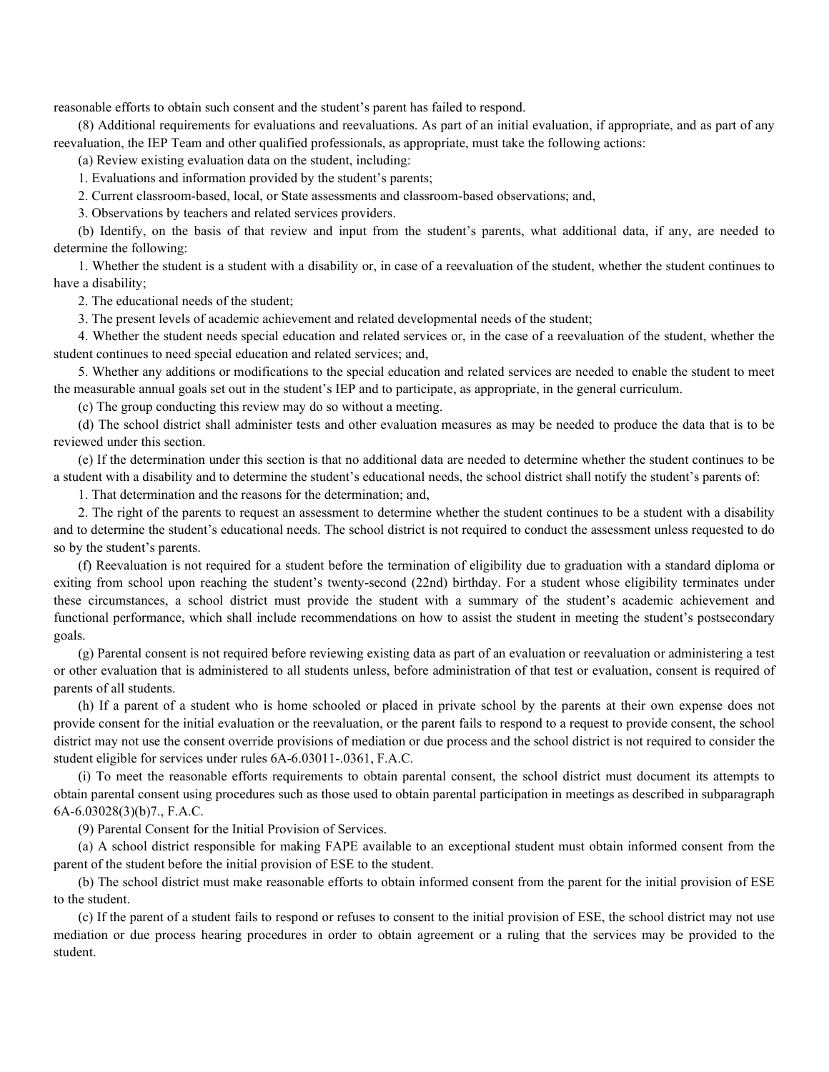reasonable efforts to obtain such consent and the student's parent has failed to respond.

(8) Additional requirements for evaluations and reevaluations. As part of an initial evaluation, if appropriate, and as part of any reevaluation, the IEP Team and other qualified professionals, as appropriate, must take the following actions:

(a) Review existing evaluation data on the student, including:

1. Evaluations and information provided by the student's parents;

2. Current classroom-based, local, or State assessments and classroom-based observations; and,

3. Observations by teachers and related services providers.

(b) Identify, on the basis of that review and input from the student's parents, what additional data, if any, are needed to determine the following:

1. Whether the student is a student with a disability or, in case of a reevaluation of the student, whether the student continues to have a disability;

2. The educational needs of the student;

3. The present levels of academic achievement and related developmental needs of the student;

4. Whether the student needs special education and related services or, in the case of a reevaluation of the student, whether the student continues to need special education and related services; and,

5. Whether any additions or modifications to the special education and related services are needed to enable the student to meet the measurable annual goals set out in the student's IEP and to participate, as appropriate, in the general curriculum.

(c) The group conducting this review may do so without a meeting.

(d) The school district shall administer tests and other evaluation measures as may be needed to produce the data that is to be reviewed under this section.

(e) If the determination under this section is that no additional data are needed to determine whether the student continues to be a student with a disability and to determine the student's educational needs, the school district shall notify the student's parents of:

1. That determination and the reasons for the determination; and,

2. The right of the parents to request an assessment to determine whether the student continues to be a student with a disability and to determine the student's educational needs. The school district is not required to conduct the assessment unless requested to do so by the student's parents.

(f) Reevaluation is not required for a student before the termination of eligibility due to graduation with a standard diploma or exiting from school upon reaching the student's twenty-second (22nd) birthday. For a student whose eligibility terminates under these circumstances, a school district must provide the student with a summary of the student's academic achievement and functional performance, which shall include recommendations on how to assist the student in meeting the student's postsecondary goals.

(g) Parental consent is not required before reviewing existing data as part of an evaluation or reevaluation or administering a test or other evaluation that is administered to all students unless, before administration of that test or evaluation, consent is required of parents of all students.

(h) If a parent of a student who is home schooled or placed in private school by the parents at their own expense does not provide consent for the initial evaluation or the reevaluation, or the parent fails to respond to a request to provide consent, the school district may not use the consent override provisions of mediation or due process and the school district is not required to consider the student eligible for services under rules 6A-6.03011-.0361, F.A.C.

(i) To meet the reasonable efforts requirements to obtain parental consent, the school district must document its attempts to obtain parental consent using procedures such as those used to obtain parental participation in meetings as described in subparagraph 6A-6.03028(3)(b)7., F.A.C.

(9) Parental Consent for the Initial Provision of Services.

(a) A school district responsible for making FAPE available to an exceptional student must obtain informed consent from the parent of the student before the initial provision of ESE to the student.

(b) The school district must make reasonable efforts to obtain informed consent from the parent for the initial provision of ESE to the student.

(c) If the parent of a student fails to respond or refuses to consent to the initial provision of ESE, the school district may not use mediation or due process hearing procedures in order to obtain agreement or a ruling that the services may be provided to the student.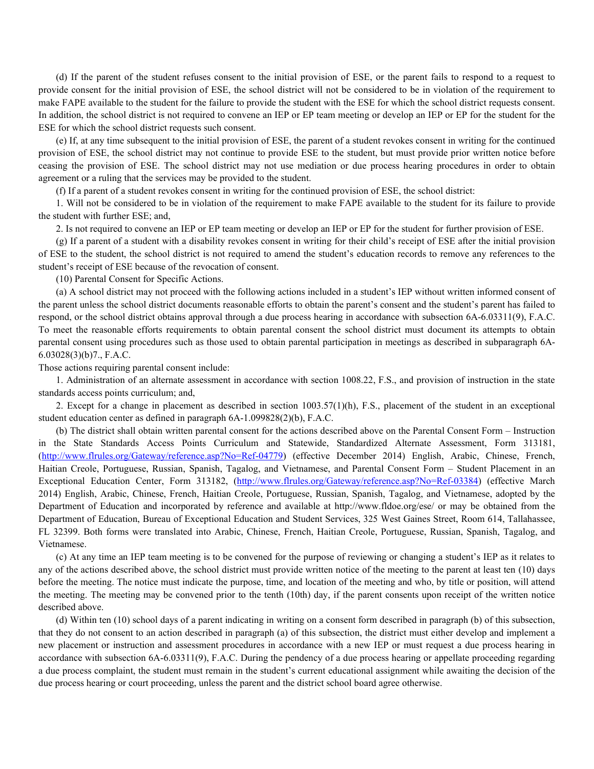(d) If the parent of the student refuses consent to the initial provision of ESE, or the parent fails to respond to a request to provide consent for the initial provision of ESE, the school district will not be considered to be in violation of the requirement to make FAPE available to the student for the failure to provide the student with the ESE for which the school district requests consent. In addition, the school district is not required to convene an IEP or EP team meeting or develop an IEP or EP for the student for the ESE for which the school district requests such consent.

(e) If, at any time subsequent to the initial provision of ESE, the parent of a student revokes consent in writing for the continued provision of ESE, the school district may not continue to provide ESE to the student, but must provide prior written notice before ceasing the provision of ESE. The school district may not use mediation or due process hearing procedures in order to obtain agreement or a ruling that the services may be provided to the student.

(f) If a parent of a student revokes consent in writing for the continued provision of ESE, the school district:

1. Will not be considered to be in violation of the requirement to make FAPE available to the student for its failure to provide the student with further ESE; and,

2. Is not required to convene an IEP or EP team meeting or develop an IEP or EP for the student for further provision of ESE.

(g) If a parent of a student with a disability revokes consent in writing for their child's receipt of ESE after the initial provision of ESE to the student, the school district is not required to amend the student's education records to remove any references to the student's receipt of ESE because of the revocation of consent.

(10) Parental Consent for Specific Actions.

(a) A school district may not proceed with the following actions included in a student's IEP without written informed consent of the parent unless the school district documents reasonable efforts to obtain the parent's consent and the student's parent has failed to respond, or the school district obtains approval through a due process hearing in accordance with subsection 6A-6.03311(9), F.A.C. To meet the reasonable efforts requirements to obtain parental consent the school district must document its attempts to obtain parental consent using procedures such as those used to obtain parental participation in meetings as described in subparagraph 6A-6.03028(3)(b)7., F.A.C.

Those actions requiring parental consent include:

1. Administration of an alternate assessment in accordance with section 1008.22, F.S., and provision of instruction in the state standards access points curriculum; and,

2. Except for a change in placement as described in section 1003.57(1)(h), F.S., placement of the student in an exceptional student education center as defined in paragraph 6A-1.099828(2)(b), F.A.C.

(b) The district shall obtain written parental consent for the actions described above on the Parental Consent Form – Instruction in the State Standards Access Points Curriculum and Statewide, Standardized Alternate Assessment, Form 313181, (http://www.flrules.org/Gateway/reference.asp?No=Ref-04779) (effective December 2014) English, Arabic, Chinese, French, Haitian Creole, Portuguese, Russian, Spanish, Tagalog, and Vietnamese, and Parental Consent Form – Student Placement in an Exceptional Education Center, Form 313182, (http://www.flrules.org/Gateway/reference.asp?No=Ref-03384) (effective March 2014) English, Arabic, Chinese, French, Haitian Creole, Portuguese, Russian, Spanish, Tagalog, and Vietnamese, adopted by the Department of Education and incorporated by reference and available at http://www.fldoe.org/ese/ or may be obtained from the Department of Education, Bureau of Exceptional Education and Student Services, 325 West Gaines Street, Room 614, Tallahassee, FL 32399. Both forms were translated into Arabic, Chinese, French, Haitian Creole, Portuguese, Russian, Spanish, Tagalog, and Vietnamese.

(c) At any time an IEP team meeting is to be convened for the purpose of reviewing or changing a student's IEP as it relates to any of the actions described above, the school district must provide written notice of the meeting to the parent at least ten (10) days before the meeting. The notice must indicate the purpose, time, and location of the meeting and who, by title or position, will attend the meeting. The meeting may be convened prior to the tenth (10th) day, if the parent consents upon receipt of the written notice described above.

(d) Within ten (10) school days of a parent indicating in writing on a consent form described in paragraph (b) of this subsection, that they do not consent to an action described in paragraph (a) of this subsection, the district must either develop and implement a new placement or instruction and assessment procedures in accordance with a new IEP or must request a due process hearing in accordance with subsection 6A-6.03311(9), F.A.C. During the pendency of a due process hearing or appellate proceeding regarding a due process complaint, the student must remain in the student's current educational assignment while awaiting the decision of the due process hearing or court proceeding, unless the parent and the district school board agree otherwise.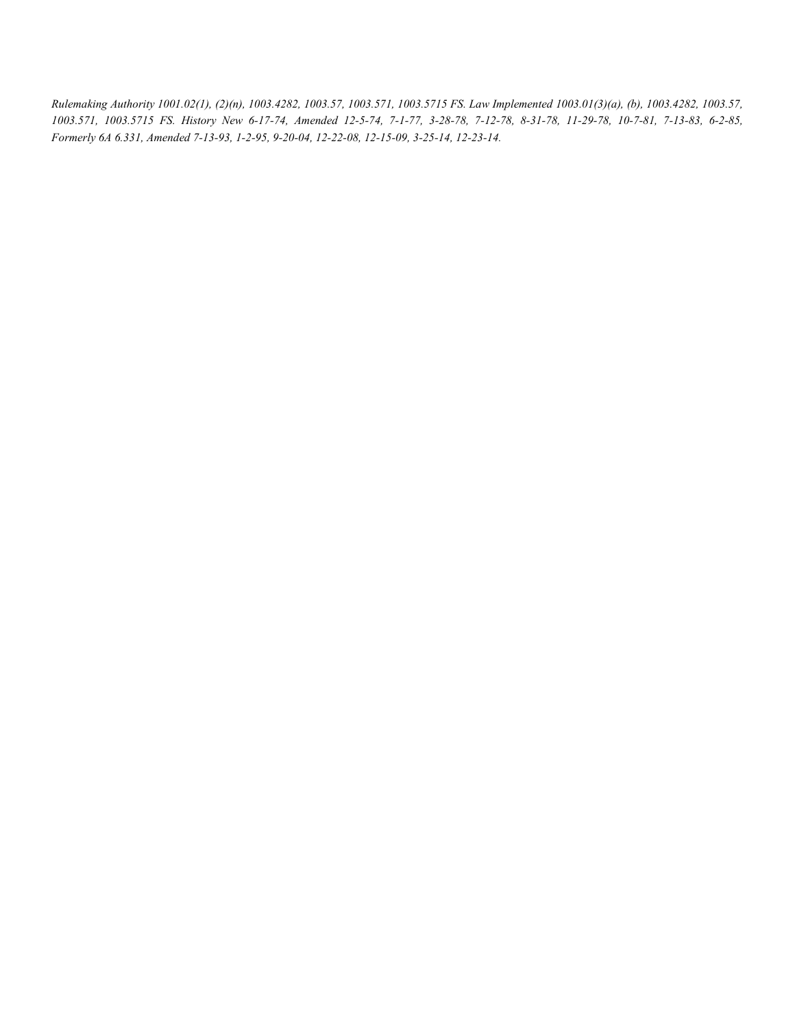*Rulemaking Authority 1001.02(1), (2)(n), 1003.4282, 1003.57, 1003.571, 1003.5715 FS. Law Implemented 1003.01(3)(a), (b), 1003.4282, 1003.57, 1003.571, 1003.5715 FS. History New 6-17-74, Amended 12-5-74, 7-1-77, 3-28-78, 7-12-78, 8-31-78, 11-29-78, 10-7-81, 7-13-83, 6-2-85, Formerly 6A 6.331, Amended 7-13-93, 1-2-95, 9-20-04, 12-22-08, 12-15-09, 3-25-14, 12-23-14.*